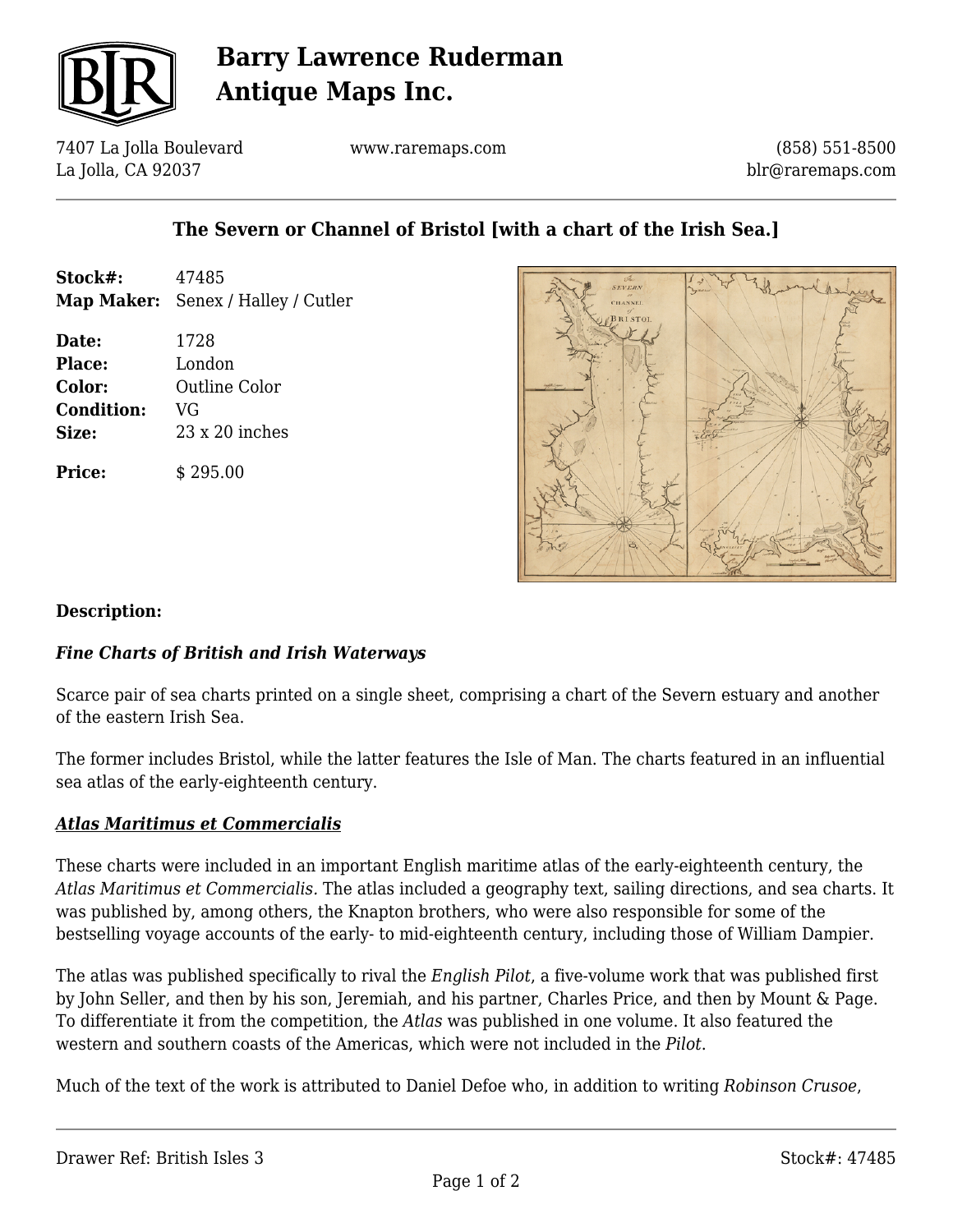# Barry Lawrence Ruderman Antique Maps Inc.

7407 La Jolla Boulevard
La Jolla, CA 92037

www.raremaps.com

(858) 551-8500
blr@raremaps.com

## The Severn or Channel of Bristol [with a chart of the Irish Sea.]

**Stock#:** 47485
**Map Maker:** Senex / Halley / Cutler

**Date:** 1728
**Place:** London
**Color:** Outline Color
**Condition:** VG
**Size:** 23 x 20 inches

**Price:** $ 295.00

**Description:**

***Fine Charts of British and Irish Waterways***

Scarce pair of sea charts printed on a single sheet, comprising a chart of the Severn estuary and another of the eastern Irish Sea.

The former includes Bristol, while the latter features the Isle of Man. The charts featured in an influential sea atlas of the early-eighteenth century.

***Atlas Maritimus et Commercialis***

These charts were included in an important English maritime atlas of the early-eighteenth century, the *Atlas Maritimus et Commercialis.* The atlas included a geography text, sailing directions, and sea charts. It was published by, among others, the Knapton brothers, who were also responsible for some of the bestselling voyage accounts of the early- to mid-eighteenth century, including those of William Dampier.

The atlas was published specifically to rival the *English Pilot*, a five-volume work that was published first by John Seller, and then by his son, Jeremiah, and his partner, Charles Price, and then by Mount & Page. To differentiate it from the competition, the *Atlas* was published in one volume. It also featured the western and southern coasts of the Americas, which were not included in the *Pilot*.

Much of the text of the work is attributed to Daniel Defoe who, in addition to writing *Robinson Crusoe*,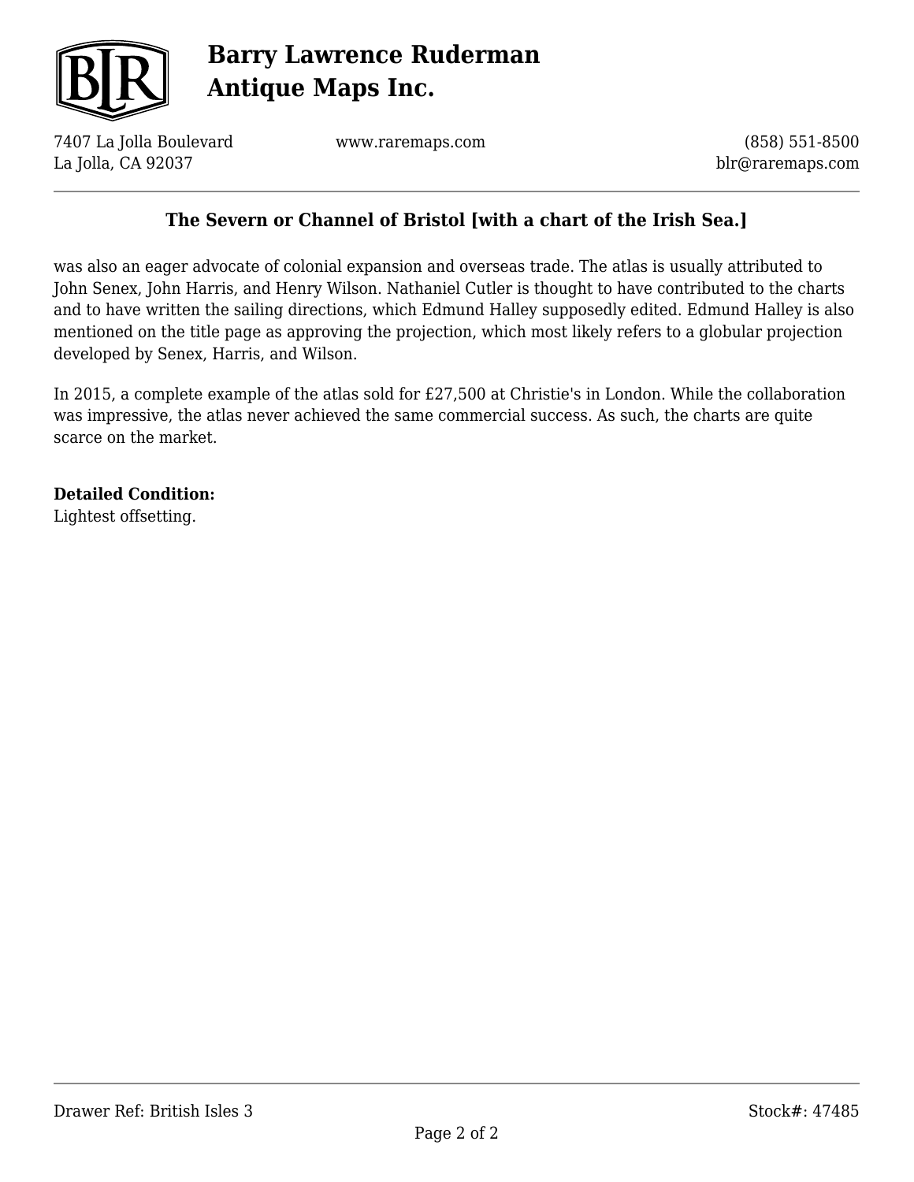## The Severn or Channel of Bristol [with a chart of the Irish Sea.]

was also an eager advocate of colonial expansion and overseas trade. The atlas is usually attributed to John Senex, John Harris, and Henry Wilson. Nathaniel Cutler is thought to have contributed to the charts and to have written the sailing directions, which Edmund Halley supposedly edited. Edmund Halley is also mentioned on the title page as approving the projection, which most likely refers to a globular projection developed by Senex, Harris, and Wilson.

In 2015, a complete example of the atlas sold for £27,500 at Christie's in London. While the collaboration was impressive, the atlas never achieved the same commercial success. As such, the charts are quite scarce on the market.

**Detailed Condition:**
Lightest offsetting.

Drawer Ref: British Isles 3

Stock#: 47485